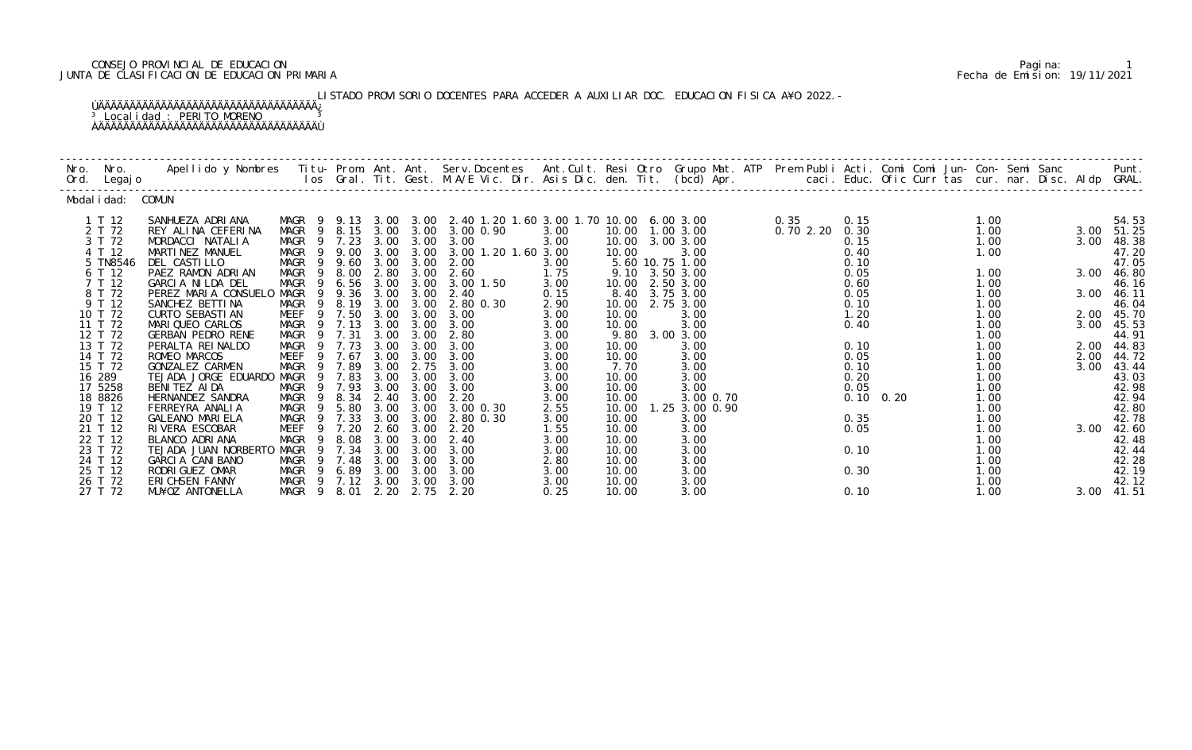CONSEJO PROVINCIAL DE EDUCACION
JUNTA DE CLASIFICACION DE EDUCACION PRIMARIA

Fecha de Emision: 19/11/2021

LISTADO PROVISORIO DOCENTES PARA ACCEDER A AUXILIAR DOC. EDUCACION FISICA A¥O 2022.-

Localidad : PERITO MORENO

| Nro. Ord. | Nro. Legajo | Apellido y Nombres | Titu- los | Prom. Gral. | Ant. Tit. | Ant. Gest. | Serv. Docentes M.A/E Vic. Dir. | Ant. Cult. Asis Dic. | Resi den. | Otro Tit. | Grupo Mat. (bcd) Apr. | ATP | Prem Publi caci. | Acti. Educ. | Comi Ofic | Comi Curr | Jun- tas | Con- cur. | Semi nar. | Sanc Disc. | Aldp | Punt. GRAL. |
|---|---|---|---|---|---|---|---|---|---|---|---|---|---|---|---|---|---|---|---|---|---|---|
| Modalidad: COMUN | | | | | | | | | | | | | | | | | | | | | | |
| 1 | T 12 | SANHUEZA ADRIANA | MAGR 9 | 9.13 | 3.00 | 3.00 | 2.40 1.20 1.60 | 3.00 1.70 | 10.00 | | 6.00 3.00 | | 0.35 | 0.15 | | | | 1.00 | | | | 54.53 |
| 2 | T 72 | REY ALINA CEFERINA | MAGR 9 | 8.15 | 3.00 | 3.00 | 3.00 0.90 | 3.00 | 10.00 | | 1.00 3.00 | | 0.70 2.20 | 0.30 | | | | 1.00 | | | 3.00 | 51.25 |
| 3 | T 72 | MORDACCI NATALIA | MAGR 9 | 7.23 | 3.00 | 3.00 | 3.00 | 3.00 | 10.00 | | 3.00 3.00 | | | 0.15 | | | | 1.00 | | | 3.00 | 48.38 |
| 4 | T 12 | MARTINEZ MANUEL | MAGR 9 | 9.00 | 3.00 | 3.00 | 3.00 1.20 1.60 | 3.00 | 10.00 | | 3.00 | | | 0.40 | | | | 1.00 | | | | 47.20 |
| 5 | TN8546 | DEL CASTILLO | MAGR 9 | 9.60 | 3.00 | 3.00 | 2.00 | 3.00 | 5.60 | 10.75 | 1.00 | | | 0.10 | | | | | | | | 47.05 |
| 6 | T 12 | PAEZ RAMON ADRIAN | MAGR 9 | 8.00 | 2.80 | 3.00 | 2.60 | 1.75 | 9.10 | | 3.50 3.00 | | | 0.05 | | | | 1.00 | | | 3.00 | 46.80 |
| 7 | T 12 | GARCIA NILDA DEL | MAGR 9 | 6.56 | 3.00 | 3.00 | 3.00 1.50 | 3.00 | 10.00 | | 2.50 3.00 | | | 0.60 | | | | 1.00 | | | | 46.16 |
| 8 | T 72 | PEREZ MARIA CONSUELO | MAGR 9 | 9.36 | 3.00 | 3.00 | 2.40 | 0.15 | 8.40 | | 3.75 3.00 | | | 0.05 | | | | 1.00 | | | 3.00 | 46.11 |
| 9 | T 12 | SANCHEZ BETTINA | MAGR 9 | 8.19 | 3.00 | 3.00 | 2.80 0.30 | 2.90 | 10.00 | | 2.75 3.00 | | | 0.10 | | | | 1.00 | | | | 46.04 |
| 10 | T 72 | CURTO SEBASTIAN | MEEF 9 | 7.50 | 3.00 | 3.00 | 3.00 | 3.00 | 10.00 | | 3.00 | | | 1.20 | | | | 1.00 | | | 2.00 | 45.70 |
| 11 | T 72 | MARIQUEO CARLOS | MAGR 9 | 7.13 | 3.00 | 3.00 | 3.00 | 3.00 | 10.00 | | 3.00 | | | 0.40 | | | | 1.00 | | | 3.00 | 45.53 |
| 12 | T 72 | GERBAN PEDRO RENE | MAGR 9 | 7.31 | 3.00 | 3.00 | 2.80 | 3.00 | 9.80 | | 3.00 3.00 | | | | | | | 1.00 | | | | 44.91 |
| 13 | T 72 | PERALTA REINALDO | MAGR 9 | 7.73 | 3.00 | 3.00 | 3.00 | 3.00 | 10.00 | | 3.00 | | | 0.10 | | | | 1.00 | | | 2.00 | 44.83 |
| 14 | T 72 | ROMEO MARCOS | MEEF 9 | 7.67 | 3.00 | 3.00 | 3.00 | 3.00 | 10.00 | | 3.00 | | | 0.05 | | | | 1.00 | | | 2.00 | 44.72 |
| 15 | T 72 | GONZALEZ CARMEN | MAGR 9 | 7.89 | 3.00 | 2.75 | 3.00 | 3.00 | 7.70 | | 3.00 | | | 0.10 | | | | 1.00 | | | 3.00 | 43.44 |
| 16 | 289 | TEJADA JORGE EDUARDO | MAGR 9 | 7.83 | 3.00 | 3.00 | 3.00 | 3.00 | 10.00 | | 3.00 | | | 0.20 | | | | 1.00 | | | | 43.03 |
| 17 | 5258 | BENITEZ AIDA | MAGR 9 | 7.93 | 3.00 | 3.00 | 3.00 | 3.00 | 10.00 | | 3.00 | | | 0.05 | | | | 1.00 | | | | 42.98 |
| 18 | 8826 | HERNANDEZ SANDRA | MAGR 9 | 8.34 | 2.40 | 3.00 | 2.20 | 3.00 | 10.00 | | 3.00 0.70 | | | 0.10 | 0.20 | | | 1.00 | | | | 42.94 |
| 19 | T 12 | FERREYRA ANALIA | MAGR 9 | 5.80 | 3.00 | 3.00 | 3.00 0.30 | 2.55 | 10.00 | | 1.25 3.00 0.90 | | | | | | | 1.00 | | | | 42.80 |
| 20 | T 12 | GALEANO MARIELA | MAGR 9 | 7.33 | 3.00 | 3.00 | 2.80 0.30 | 3.00 | 10.00 | | 3.00 | | | 0.35 | | | | 1.00 | | | | 42.78 |
| 21 | T 12 | RIVERA ESCOBAR | MEEF 9 | 7.20 | 2.60 | 3.00 | 2.20 | 1.55 | 10.00 | | 3.00 | | | 0.05 | | | | 1.00 | | | 3.00 | 42.60 |
| 22 | T 12 | BLANCO ADRIANA | MAGR 9 | 8.08 | 3.00 | 3.00 | 2.40 | 3.00 | 10.00 | | 3.00 | | | | | | | 1.00 | | | | 42.48 |
| 23 | T 72 | TEJADA JUAN NORBERTO | MAGR 9 | 7.34 | 3.00 | 3.00 | 3.00 | 3.00 | 10.00 | | 3.00 | | | 0.10 | | | | 1.00 | | | | 42.44 |
| 24 | T 12 | GARCIA CANIBANO | MAGR 9 | 7.48 | 3.00 | 3.00 | 3.00 | 2.80 | 10.00 | | 3.00 | | | | | | | 1.00 | | | | 42.28 |
| 25 | T 12 | RODRIGUEZ OMAR | MAGR 9 | 6.89 | 3.00 | 3.00 | 3.00 | 3.00 | 10.00 | | 3.00 | | | 0.30 | | | | 1.00 | | | | 42.19 |
| 26 | T 72 | ERICHSEN FANNY | MAGR 9 | 7.12 | 3.00 | 3.00 | 3.00 | 3.00 | 10.00 | | 3.00 | | | | | | | 1.00 | | | | 42.12 |
| 27 | T 72 | MU¥OZ ANTONELLA | MAGR 9 | 8.01 | 2.20 | 2.75 | 2.20 | 0.25 | 10.00 | | 3.00 | | | 0.10 | | | | 1.00 | | | 3.00 | 41.51 |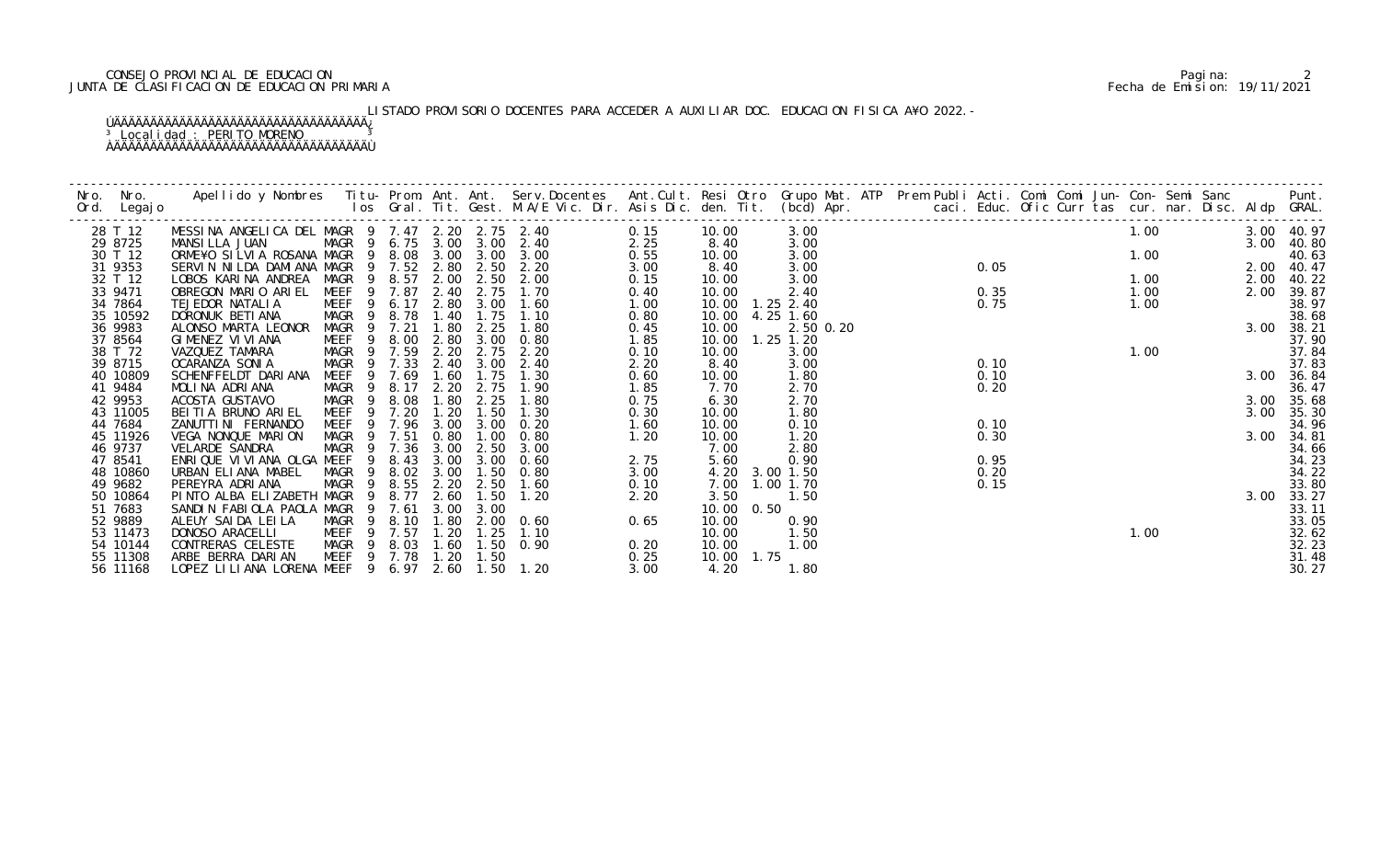CONSEJO PROVINCIAL DE EDUCACION
JUNTA DE CLASIFICACION DE EDUCACION PRIMARIA

Pagina: 2
Fecha de Emision: 19/11/2021

LISTADO PROVISORIO DOCENTES PARA ACCEDER A AUXILIAR DOC. EDUCACION FISICA A¥O 2022.-

Localidad : PERITO MORENO

| Nro. Ord. | Nro. Legajo | Apellido y Nombres | Titu-los | Prom. Gral. | Ant. Tit. | Ant. Gest. | Serv.Docentes M.A/E Vic. Dir. | Ant.Cult. Asis Dic. | Resi den. | Otro Tit. | Grupo Mat. (bcd) | ATP Apr. | Prem Publi caci. | Acti. Educ. | Comi Ofic | Comi Curr | Jun- tas | Con- cur. | Semi nar. | Sanc Disc. | Aldp | Punt. GRAL. |
|---|---|---|---|---|---|---|---|---|---|---|---|---|---|---|---|---|---|---|---|---|---|---|
| 28 | T 12 | MESSINA ANGELICA DEL | MAGR 9 | 7.47 | 2.20 | 2.75 | 2.40 | 0.15 | 10.00 | | 3.00 | | | | | | | 1.00 | | | 3.00 | 40.97 |
| 29 | 8725 | MANSILLA JUAN | MAGR 9 | 6.75 | 3.00 | 3.00 | 2.40 | 2.25 | 8.40 | | 3.00 | | | | | | | | | | 3.00 | 40.80 |
| 30 | T 12 | ORME¥O SILVIA ROSANA | MAGR 9 | 8.08 | 3.00 | 3.00 | 3.00 | 0.55 | 10.00 | | 3.00 | | | | | | | 1.00 | | | | 40.63 |
| 31 | 9353 | SERVIN NILDA DAMIANA | MAGR 9 | 7.52 | 2.80 | 2.50 | 2.20 | 3.00 | 8.40 | | 3.00 | | | 0.05 | | | | | | | 2.00 | 40.47 |
| 32 | T 12 | LOBOS KARINA ANDREA | MAGR 9 | 8.57 | 2.00 | 2.50 | 2.00 | 0.15 | 10.00 | | 3.00 | | | | | | | 1.00 | | | 2.00 | 40.22 |
| 33 | 9471 | OBREGON MARIO ARIEL | MEEF 9 | 7.87 | 2.40 | 2.75 | 1.70 | 0.40 | 10.00 | | 2.40 | | | 0.35 | | | | 1.00 | | | 2.00 | 39.87 |
| 34 | 7864 | TEJEDOR NATALIA | MEEF 9 | 6.17 | 2.80 | 3.00 | 1.60 | 1.00 | 10.00 | 1.25 | 2.40 | | | 0.75 | | | | 1.00 | | | | 38.97 |
| 35 | 10592 | DORONUK BETIANA | MAGR 9 | 8.78 | 1.40 | 1.75 | 1.10 | 0.80 | 10.00 | 4.25 | 1.60 | | | | | | | | | | | 38.68 |
| 36 | 9983 | ALONSO MARTA LEONOR | MAGR 9 | 7.21 | 1.80 | 2.25 | 1.80 | 0.45 | 10.00 | | 2.50 | 0.20 | | | | | | | | | 3.00 | 38.21 |
| 37 | 8564 | GIMENEZ VIVIANA | MEEF 9 | 8.00 | 2.80 | 3.00 | 0.80 | 1.85 | 10.00 | 1.25 | 1.20 | | | | | | | | | | | 37.90 |
| 38 | T 72 | VAZQUEZ TAMARA | MAGR 9 | 7.59 | 2.20 | 2.75 | 2.20 | 0.10 | 10.00 | | 3.00 | | | | | | | 1.00 | | | | 37.84 |
| 39 | 8715 | OCARANZA SONIA | MAGR 9 | 7.33 | 2.40 | 3.00 | 2.40 | 2.20 | 8.40 | | 3.00 | | | 0.10 | | | | | | | | 37.83 |
| 40 | 10809 | SCHENFFELDT DARIANA | MEEF 9 | 7.69 | 1.60 | 1.75 | 1.30 | 0.60 | 10.00 | | 1.80 | | | 0.10 | | | | | | | 3.00 | 36.84 |
| 41 | 9484 | MOLINA ADRIANA | MAGR 9 | 8.17 | 2.20 | 2.75 | 1.90 | 1.85 | 7.70 | | 2.70 | | | 0.20 | | | | | | | | 36.47 |
| 42 | 9953 | ACOSTA GUSTAVO | MAGR 9 | 8.08 | 1.80 | 2.25 | 1.80 | 0.75 | 6.30 | | 2.70 | | | | | | | | | | 3.00 | 35.68 |
| 43 | 11005 | BEITIA BRUNO ARIEL | MEEF 9 | 7.20 | 1.20 | 1.50 | 1.30 | 0.30 | 10.00 | | 1.80 | | | | | | | | | | 3.00 | 35.30 |
| 44 | 7684 | ZANUTTINI FERNANDO | MEEF 9 | 7.96 | 3.00 | 3.00 | 0.20 | 1.60 | 10.00 | | 0.10 | | | 0.10 | | | | | | | | 34.96 |
| 45 | 11926 | VEGA NONQUE MARION | MAGR 9 | 7.51 | 0.80 | 1.00 | 0.80 | 1.20 | 10.00 | | 1.20 | | | 0.30 | | | | | | | 3.00 | 34.81 |
| 46 | 9737 | VELARDE SANDRA | MAGR 9 | 7.36 | 3.00 | 2.50 | 3.00 | | 7.00 | | 2.80 | | | | | | | | | | | 34.66 |
| 47 | 8541 | ENRIQUE VIVIANA OLGA | MEEF 9 | 8.43 | 3.00 | 3.00 | 0.60 | 2.75 | 5.60 | | 0.90 | | | 0.95 | | | | | | | | 34.23 |
| 48 | 10860 | URBAN ELIANA MABEL | MAGR 9 | 8.02 | 3.00 | 1.50 | 0.80 | 3.00 | 4.20 | 3.00 | 1.50 | | | 0.20 | | | | | | | | 34.22 |
| 49 | 9682 | PEREYRA ADRIANA | MAGR 9 | 8.55 | 2.20 | 2.50 | 1.60 | 0.10 | 7.00 | 1.00 | 1.70 | | | 0.15 | | | | | | | | 33.80 |
| 50 | 10864 | PINTO ALBA ELIZABETH | MAGR 9 | 8.77 | 2.60 | 1.50 | 1.20 | 2.20 | 3.50 | | 1.50 | | | | | | | | | | 3.00 | 33.27 |
| 51 | 7683 | SANDIN FABIOLA PAOLA | MAGR 9 | 7.61 | 3.00 | 3.00 | | | 10.00 | 0.50 | | | | | | | | | | | | 33.11 |
| 52 | 9889 | ALEUY SAIDA LEILA | MAGR 9 | 8.10 | 1.80 | 2.00 | 0.60 | 0.65 | 10.00 | | 0.90 | | | | | | | | | | | 33.05 |
| 53 | 11473 | DONOSO ARACELLI | MEEF 9 | 7.57 | 1.20 | 1.25 | 1.10 | | 10.00 | | 1.50 | | | | | | | 1.00 | | | | 32.62 |
| 54 | 10144 | CONTRERAS CELESTE | MAGR 9 | 8.03 | 1.60 | 1.50 | 0.90 | 0.20 | 10.00 | | 1.00 | | | | | | | | | | | 32.23 |
| 55 | 11308 | ARBE BERRA DARIAN | MEEF 9 | 7.78 | 1.20 | 1.50 | | 0.25 | 10.00 | 1.75 | | | | | | | | | | | | 31.48 |
| 56 | 11168 | LOPEZ LILIANA LORENA | MEEF 9 | 6.97 | 2.60 | 1.50 | 1.20 | 3.00 | 4.20 | | 1.80 | | | | | | | | | | | 30.27 |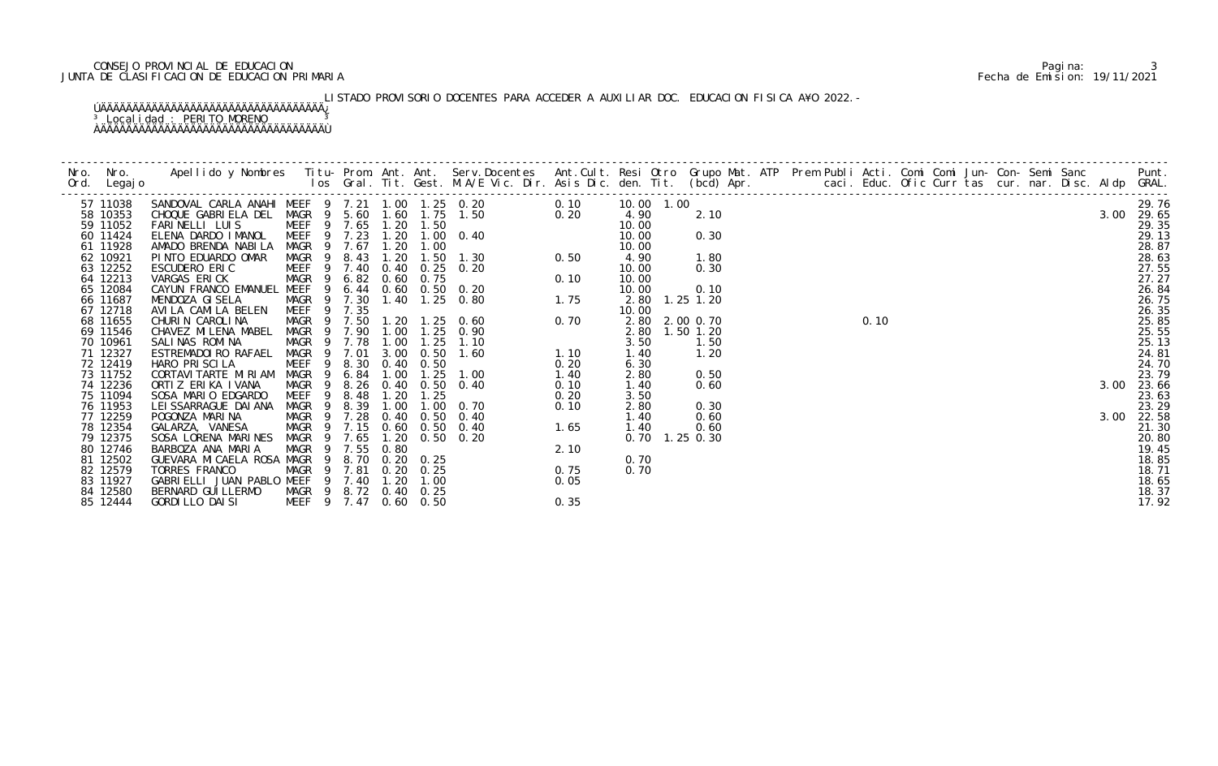CONSEJO PROVINCIAL DE EDUCACION
JUNTA DE CLASIFICACION DE EDUCACION PRIMARIA

LISTADO PROVISORIO DOCENTES PARA ACCEDER A AUXILIAR DOC. EDUCACION FISICA A¥O 2022.-

Localidad : PERITO MORENO

| Nro. Ord. | Nro. Legajo | Apellido y Nombres | Titu-los | Prom. Gral. | Ant. Tit. | Ant. Gest. | Serv.Docentes M.A/E Vic. Dir. | Ant.Cult. Asis Dic. | Resi den. | Otro Tit. | Grupo Mat. (bcd) Apr. | ATP | Prem Publi caci. | Acti. Educ. | Comi Ofic | Comi Curr | Jun-tas | Con-cur. | Semi nar. | Sanc Disc. | Aldp | Punt. GRAL. |
|---|---|---|---|---|---|---|---|---|---|---|---|---|---|---|---|---|---|---|---|---|---|---|
| 57 | 11038 | SANDOVAL CARLA ANAHI | MEEF 9 | 7.21 | 1.00 | 1.25 | 0.20 | 0.10 | 10.00 | 1.00 | | | | | | | | | | | | 29.76 |
| 58 | 10353 | CHOQUE GABRIELA DEL | MAGR 9 | 5.60 | 1.60 | 1.75 | 1.50 | 0.20 | 4.90 | | 2.10 | | | | | | | | | | 3.00 | 29.65 |
| 59 | 11052 | FARINELLI LUIS | MEEF 9 | 7.65 | 1.20 | 1.50 | | | 10.00 | | | | | | | | | | | | | 29.35 |
| 60 | 11424 | ELENA DARDO IMANOL | MEEF 9 | 7.23 | 1.20 | 1.00 | 0.40 | | 10.00 | | 0.30 | | | | | | | | | | | 29.13 |
| 61 | 11928 | AMADO BRENDA NABILA | MAGR 9 | 7.67 | 1.20 | 1.00 | | | 10.00 | | | | | | | | | | | | | 28.87 |
| 62 | 10921 | PINTO EDUARDO OMAR | MAGR 9 | 8.43 | 1.20 | 1.50 | 1.30 | 0.50 | 4.90 | | 1.80 | | | | | | | | | | | 28.63 |
| 63 | 12252 | ESCUDERO ERIC | MEEF 9 | 7.40 | 0.40 | 0.25 | 0.20 | | 10.00 | | 0.30 | | | | | | | | | | | 27.55 |
| 64 | 12213 | VARGAS ERICK | MAGR 9 | 6.82 | 0.60 | 0.75 | | 0.10 | 10.00 | | | | | | | | | | | | | 27.27 |
| 65 | 12084 | CAYUN FRANCO EMANUEL | MEEF 9 | 6.44 | 0.60 | 0.50 | 0.20 | | 10.00 | | 0.10 | | | | | | | | | | | 26.84 |
| 66 | 11687 | MENDOZA GISELA | MAGR 9 | 7.30 | 1.40 | 1.25 | 0.80 | 1.75 | 2.80 | 1.25 | 1.20 | | | | | | | | | | | 26.75 |
| 67 | 12718 | AVILA CAMILA BELEN | MEEF 9 | 7.35 | | | | | 10.00 | | | | | | | | | | | | | 26.35 |
| 68 | 11655 | CHURIN CAROLINA | MAGR 9 | 7.50 | 1.20 | 1.25 | 0.60 | 0.70 | 2.80 | 2.00 | 0.70 | | | 0.10 | | | | | | | | 25.85 |
| 69 | 11546 | CHAVEZ MILENA MABEL | MAGR 9 | 7.90 | 1.00 | 1.25 | 0.90 | | 2.80 | 1.50 | 1.20 | | | | | | | | | | | 25.55 |
| 70 | 10961 | SALINAS ROMINA | MAGR 9 | 7.78 | 1.00 | 1.25 | 1.10 | | 3.50 | | 1.50 | | | | | | | | | | | 25.13 |
| 71 | 12327 | ESTREMADOIRO RAFAEL | MAGR 9 | 7.01 | 3.00 | 0.50 | 1.60 | 1.10 | 1.40 | | 1.20 | | | | | | | | | | | 24.81 |
| 72 | 12419 | HARO PRISCILA | MEEF 9 | 8.30 | 0.40 | 0.50 | | 0.20 | 6.30 | | | | | | | | | | | | | 24.70 |
| 73 | 11752 | CORTAVITARTE MIRIAM | MAGR 9 | 6.84 | 1.00 | 1.25 | 1.00 | 1.40 | 2.80 | | 0.50 | | | | | | | | | | | 23.79 |
| 74 | 12236 | ORTIZ ERIKA IVANA | MAGR 9 | 8.26 | 0.40 | 0.50 | 0.40 | 0.10 | 1.40 | | 0.60 | | | | | | | | | | 3.00 | 23.66 |
| 75 | 11094 | SOSA MARIO EDGARDO | MEEF 9 | 8.48 | 1.20 | 1.25 | | 0.20 | 3.50 | | | | | | | | | | | | | 23.63 |
| 76 | 11953 | LEISSARRAGUE DAIANA | MAGR 9 | 8.39 | 1.00 | 1.00 | 0.70 | 0.10 | 2.80 | | 0.30 | | | | | | | | | | | 23.29 |
| 77 | 12259 | POGONZA MARINA | MAGR 9 | 7.28 | 0.40 | 0.50 | 0.40 | | 1.40 | | 0.60 | | | | | | | | | | 3.00 | 22.58 |
| 78 | 12354 | GALARZA, VANESA | MAGR 9 | 7.15 | 0.60 | 0.50 | 0.40 | 1.65 | 1.40 | | 0.60 | | | | | | | | | | | 21.30 |
| 79 | 12375 | SOSA LORENA MARINES | MAGR 9 | 7.65 | 1.20 | 0.50 | 0.20 | | 0.70 | 1.25 | 0.30 | | | | | | | | | | | 20.80 |
| 80 | 12746 | BARBOZA ANA MARIA | MAGR 9 | 7.55 | 0.80 | | | 2.10 | | | | | | | | | | | | | | 19.45 |
| 81 | 12502 | GUEVARA MICAELA ROSA | MAGR 9 | 8.70 | 0.20 | 0.25 | | | 0.70 | | | | | | | | | | | | | 18.85 |
| 82 | 12579 | TORRES FRANCO | MAGR 9 | 7.81 | 0.20 | 0.25 | | 0.75 | 0.70 | | | | | | | | | | | | | 18.71 |
| 83 | 11927 | GABRIELLI JUAN PABLO | MEEF 9 | 7.40 | 1.20 | 1.00 | | 0.05 | | | | | | | | | | | | | | 18.65 |
| 84 | 12580 | BERNARD GUILLERMO | MAGR 9 | 8.72 | 0.40 | 0.25 | | | | | | | | | | | | | | | | 18.37 |
| 85 | 12444 | GORDILLO DAISI | MEEF 9 | 7.47 | 0.60 | 0.50 | | 0.35 | | | | | | | | | | | | | | 17.92 |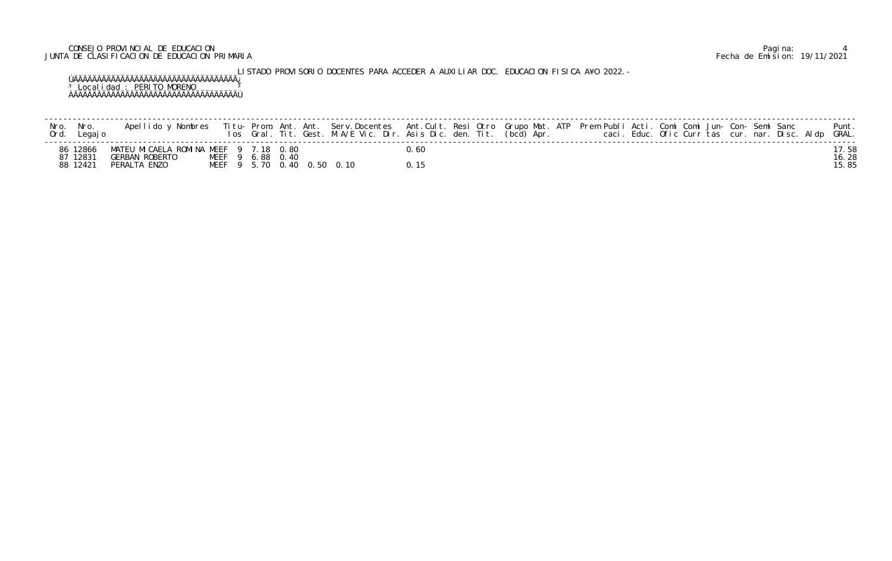CONSEJO PROVINCIAL DE EDUCACION
JUNTA DE CLASIFICACION DE EDUCACION PRIMARIA

Pagina: 4
Fecha de Emision: 19/11/2021

LISTADO PROVISORIO DOCENTES PARA ACCEDER A AUXILIAR DOC. EDUCACION FISICA A¥O 2022.-

Localidad : PERITO MORENO

| Nro. Ord. | Nro. Legajo | Apellido y Nombres | Titulos | Prom. Gral. | Ant. Tit. | Ant. Gest. | Serv.Docentes M.A/E Vic. Dir. | Ant.Cult. Asis Dic. | Resi den. | Otro Tit. | Grupo Mat. (bcd) Apr. | ATP | Prem | Publi caci. | Acti. Educ. | Comi Ofic | Comi Curr | Jun- tas | Con- cur. | Semi nar. | Sanc Disc. | Aldp | Punt. GRAL. |
|---|---|---|---|---|---|---|---|---|---|---|---|---|---|---|---|---|---|---|---|---|---|---|---|
| 86 | 12866 | MATEU MICAELA ROMINA | MEEF 9 | 7.18 | 0.80 | | | 0.60 | | | | | | | | | | | | | | | 17.58 |
| 87 | 12831 | GERBAN ROBERTO | MEEF 9 | 6.88 | 0.40 | | | | | | | | | | | | | | | | | | 16.28 |
| 88 | 12421 | PERALTA ENZO | MEEF 9 | 5.70 | 0.40 | 0.50 | 0.10 | 0.15 | | | | | | | | | | | | | | | 15.85 |